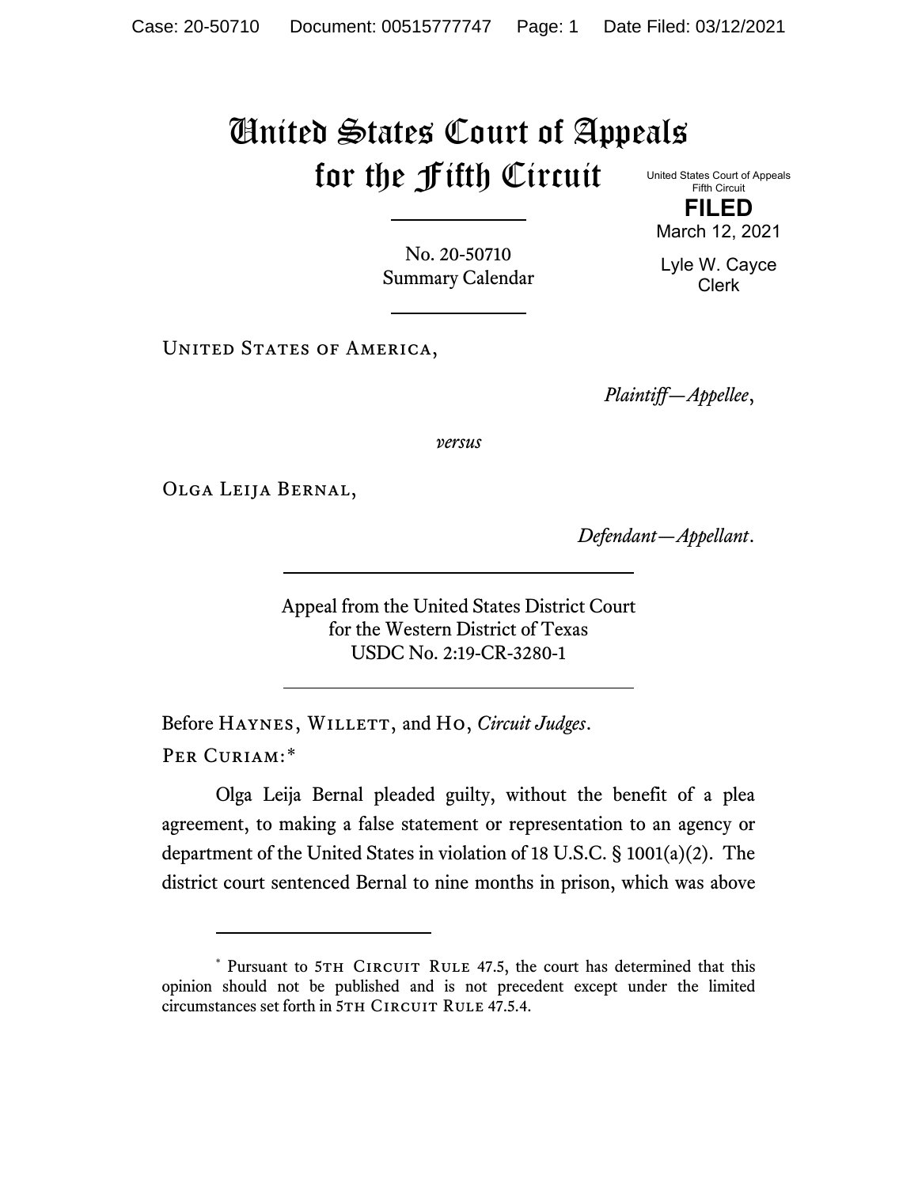# United States Court of Appeals for the Fifth Circuit

United States Court of Appeals
Fifth Circuit

**FILED**

March 12, 2021

Lyle W. Cayce
Clerk

No. 20-50710
Summary Calendar

United States of America,

*Plaintiff—Appellee*,

*versus*

Olga Leija Bernal,

*Defendant—Appellant*.

Appeal from the United States District Court
for the Western District of Texas
USDC No. 2:19-CR-3280-1

Before Haynes, Willett, and Ho, *Circuit Judges*.

Per Curiam:*

Olga Leija Bernal pleaded guilty, without the benefit of a plea agreement, to making a false statement or representation to an agency or department of the United States in violation of 18 U.S.C. § 1001(a)(2). The district court sentenced Bernal to nine months in prison, which was above

* Pursuant to 5th Circuit Rule 47.5, the court has determined that this opinion should not be published and is not precedent except under the limited circumstances set forth in 5th Circuit Rule 47.5.4.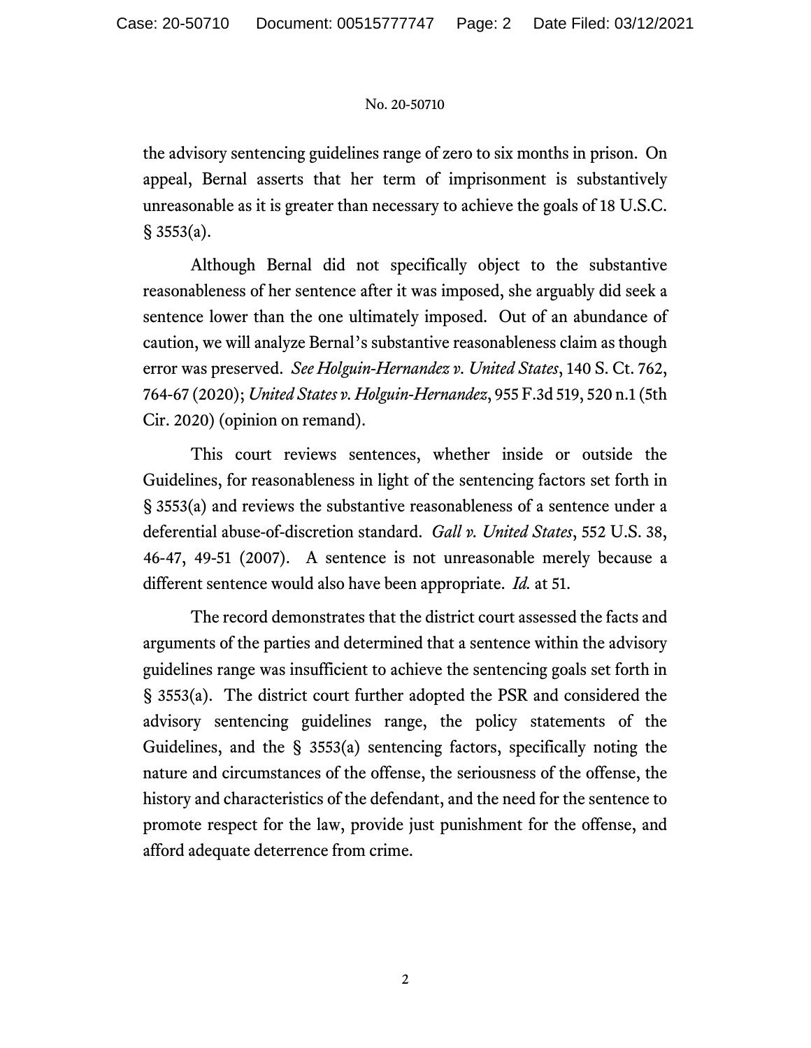the advisory sentencing guidelines range of zero to six months in prison. On appeal, Bernal asserts that her term of imprisonment is substantively unreasonable as it is greater than necessary to achieve the goals of 18 U.S.C. § 3553(a).

Although Bernal did not specifically object to the substantive reasonableness of her sentence after it was imposed, she arguably did seek a sentence lower than the one ultimately imposed. Out of an abundance of caution, we will analyze Bernal's substantive reasonableness claim as though error was preserved. *See Holguin-Hernandez v. United States*, 140 S. Ct. 762, 764-67 (2020); *United States v. Holguin-Hernandez*, 955 F.3d 519, 520 n.1 (5th Cir. 2020) (opinion on remand).

This court reviews sentences, whether inside or outside the Guidelines, for reasonableness in light of the sentencing factors set forth in § 3553(a) and reviews the substantive reasonableness of a sentence under a deferential abuse-of-discretion standard. *Gall v. United States*, 552 U.S. 38, 46-47, 49-51 (2007). A sentence is not unreasonable merely because a different sentence would also have been appropriate. *Id.* at 51.

The record demonstrates that the district court assessed the facts and arguments of the parties and determined that a sentence within the advisory guidelines range was insufficient to achieve the sentencing goals set forth in § 3553(a). The district court further adopted the PSR and considered the advisory sentencing guidelines range, the policy statements of the Guidelines, and the § 3553(a) sentencing factors, specifically noting the nature and circumstances of the offense, the seriousness of the offense, the history and characteristics of the defendant, and the need for the sentence to promote respect for the law, provide just punishment for the offense, and afford adequate deterrence from crime.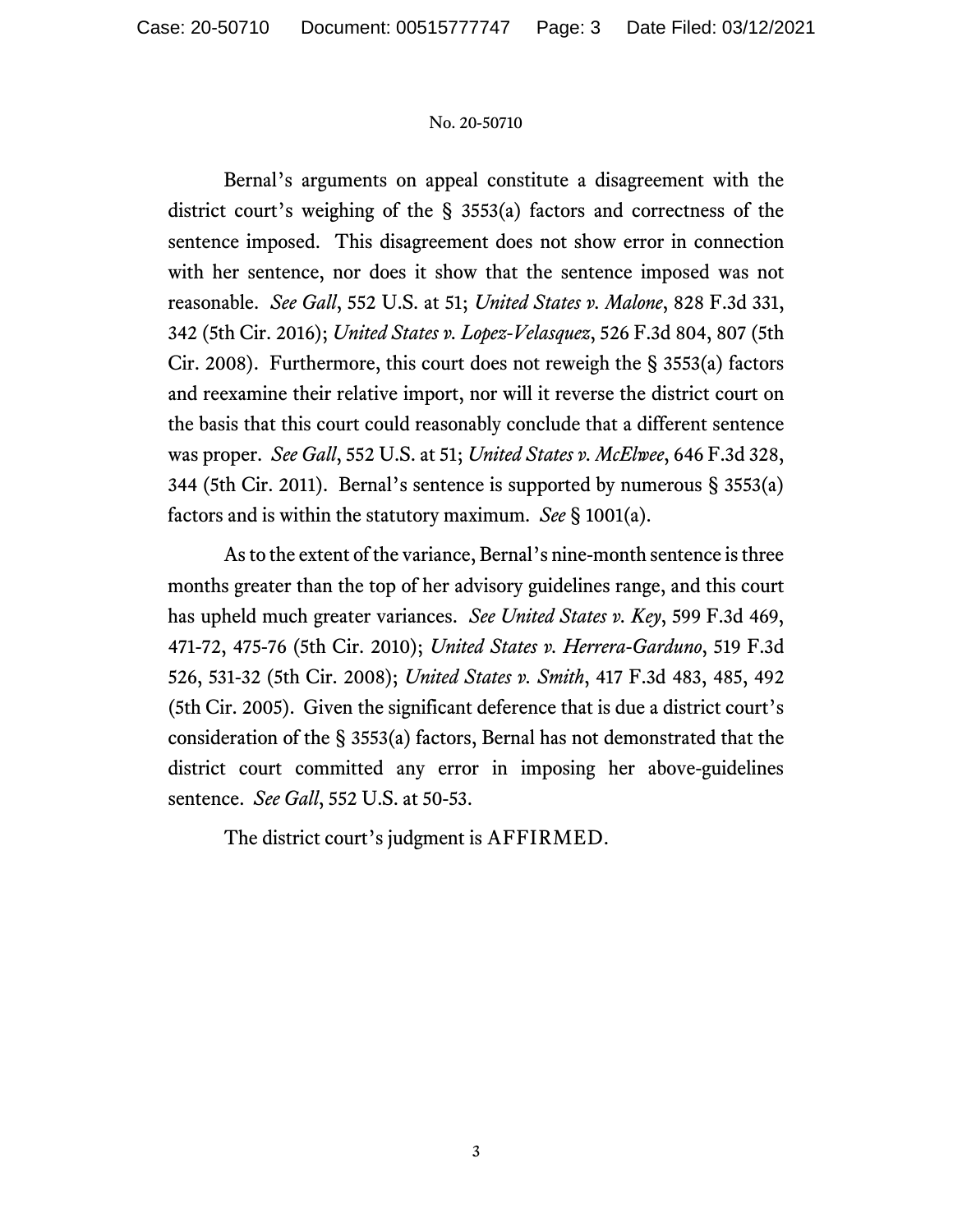Bernal's arguments on appeal constitute a disagreement with the district court's weighing of the § 3553(a) factors and correctness of the sentence imposed. This disagreement does not show error in connection with her sentence, nor does it show that the sentence imposed was not reasonable. *See Gall*, 552 U.S. at 51; *United States v. Malone*, 828 F.3d 331, 342 (5th Cir. 2016); *United States v. Lopez-Velasquez*, 526 F.3d 804, 807 (5th Cir. 2008). Furthermore, this court does not reweigh the § 3553(a) factors and reexamine their relative import, nor will it reverse the district court on the basis that this court could reasonably conclude that a different sentence was proper. *See Gall*, 552 U.S. at 51; *United States v. McElwee*, 646 F.3d 328, 344 (5th Cir. 2011). Bernal's sentence is supported by numerous § 3553(a) factors and is within the statutory maximum. *See* § 1001(a).

As to the extent of the variance, Bernal's nine-month sentence is three months greater than the top of her advisory guidelines range, and this court has upheld much greater variances. *See United States v. Key*, 599 F.3d 469, 471-72, 475-76 (5th Cir. 2010); *United States v. Herrera-Garduno*, 519 F.3d 526, 531-32 (5th Cir. 2008); *United States v. Smith*, 417 F.3d 483, 485, 492 (5th Cir. 2005). Given the significant deference that is due a district court's consideration of the § 3553(a) factors, Bernal has not demonstrated that the district court committed any error in imposing her above-guidelines sentence. *See Gall*, 552 U.S. at 50-53.

The district court's judgment is AFFIRMED.